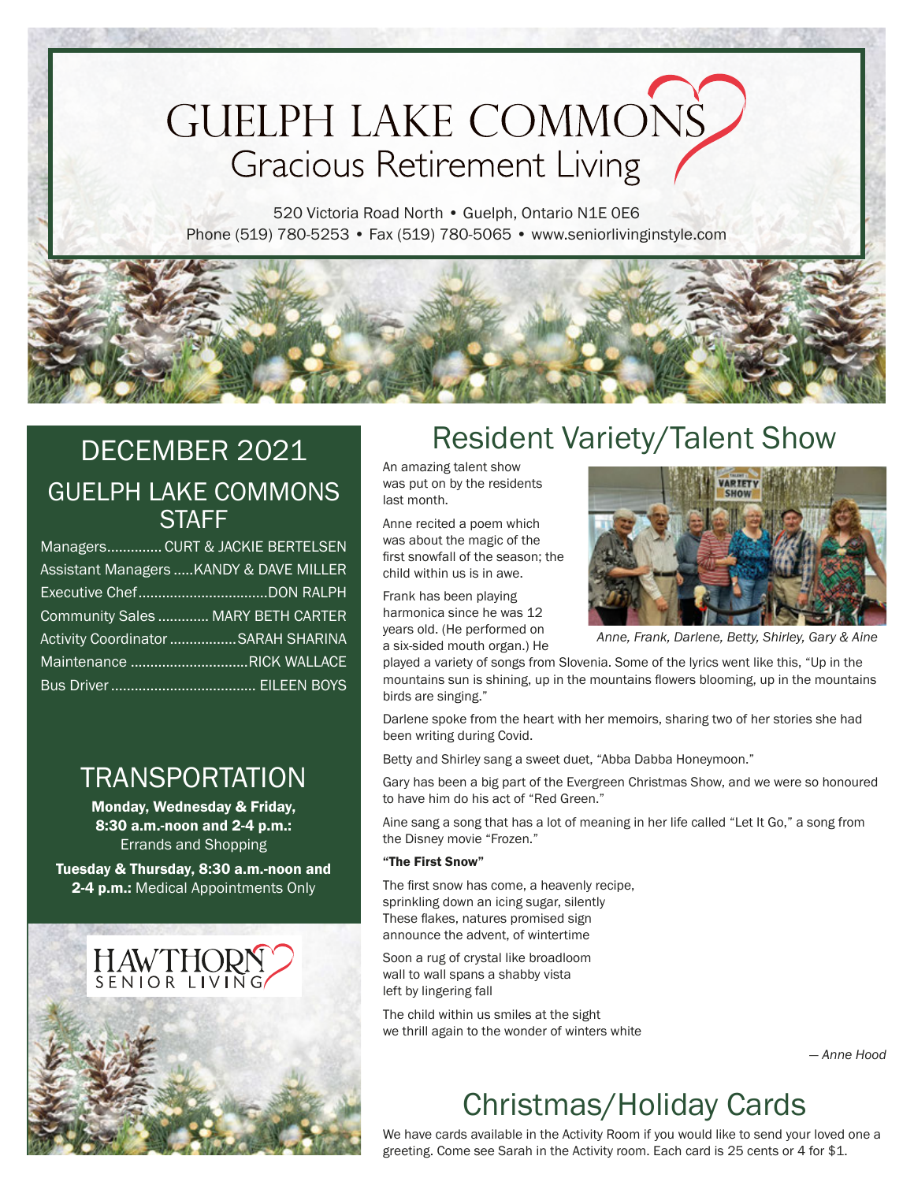# GUELPH LAKE COMMONS
## Gracious Retirement Living

520 Victoria Road North • Guelph, Ontario N1E 0E6
Phone (519) 780-5253 • Fax (519) 780-5065 • www.seniorlivinginstyle.com

## DECEMBER 2021

### GUELPH LAKE COMMONS STAFF

Managers.............. CURT & JACKIE BERTELSEN
Assistant Managers ..... KANDY & DAVE MILLER
Executive Chef................................ DON RALPH
Community Sales ............ MARY BETH CARTER
Activity Coordinator ................ SARAH SHARINA
Maintenance ............................. RICK WALLACE
Bus Driver .................................... EILEEN BOYS

### TRANSPORTATION

**Monday, Wednesday & Friday, 8:30 a.m.-noon and 2-4 p.m.:** Errands and Shopping

**Tuesday & Thursday, 8:30 a.m.-noon and 2-4 p.m.:** Medical Appointments Only

HAWTHORN SENIOR LIVING

## Resident Variety/Talent Show

An amazing talent show was put on by the residents last month.

Anne recited a poem which was about the magic of the first snowfall of the season; the child within us is in awe.

Frank has been playing harmonica since he was 12 years old. (He performed on a six-sided mouth organ.) He played a variety of songs from Slovenia. Some of the lyrics went like this, "Up in the mountains sun is shining, up in the mountains flowers blooming, up in the mountains birds are singing."

*Anne, Frank, Darlene, Betty, Shirley, Gary & Aine*

Darlene spoke from the heart with her memoirs, sharing two of her stories she had been writing during Covid.

Betty and Shirley sang a sweet duet, "Abba Dabba Honeymoon."

Gary has been a big part of the Evergreen Christmas Show, and we were so honoured to have him do his act of "Red Green."

Aine sang a song that has a lot of meaning in her life called "Let It Go," a song from the Disney movie "Frozen."

**"The First Snow"**

The first snow has come, a heavenly recipe,
sprinkling down an icing sugar, silently
These flakes, natures promised sign
announce the advent, of wintertime

Soon a rug of crystal like broadloom
wall to wall spans a shabby vista
left by lingering fall

The child within us smiles at the sight
we thrill again to the wonder of winters white

*— Anne Hood*

## Christmas/Holiday Cards

We have cards available in the Activity Room if you would like to send your loved one a greeting. Come see Sarah in the Activity room. Each card is 25 cents or 4 for $1.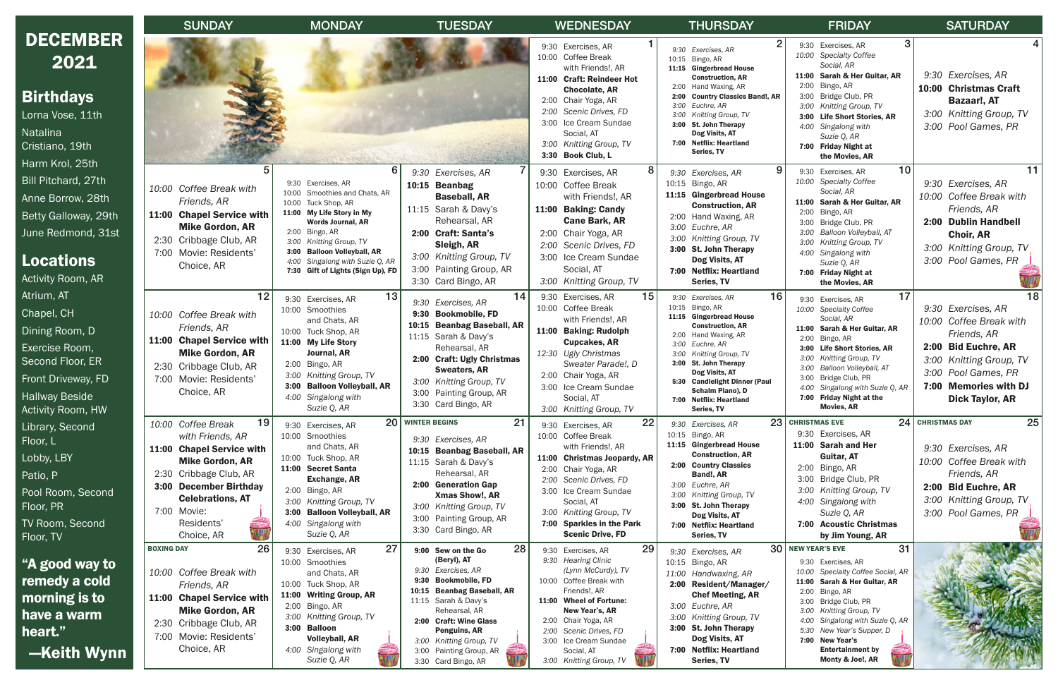# DECEMBER 2021

## Birthdays

Lorna Vose, 11th
Natalina Cristiano, 19th
Harm Krol, 25th
Bill Pitchard, 27th
Anne Borrow, 28th
Betty Galloway, 29th
June Redmond, 31st

## Locations

Activity Room, AR
Atrium, AT
Chapel, CH
Dining Room, D
Exercise Room, Second Floor, ER
Front Driveway, FD
Hallway Beside Activity Room, HW
Library, Second Floor, L
Lobby, LBY
Patio, P
Pool Room, Second Floor, PR
TV Room, Second Floor, TV

**"A good way to remedy a cold morning is to have a warm heart."**
**—Keith Wynn**

| SUNDAY | MONDAY | TUESDAY | WEDNESDAY | THURSDAY | FRIDAY | SATURDAY |
|---|---|---|---|---|---|---|
| | | | **1**<br>9:30 Exercises, AR<br>10:00 Coffee Break with Friends!, AR<br>**11:00 Craft: Reindeer Hot Chocolate, AR**<br>2:00 Chair Yoga, AR<br>*2:00 Scenic Drives, FD*<br>3:00 Ice Cream Sundae Social, AT<br>*3:00 Knitting Group, TV*<br>**3:30 Book Club, L** | **2**<br>*9:30 Exercises, AR*<br>10:15 Bingo, AR<br>**11:15 Gingerbread House Construction, AR**<br>2:00 Hand Waxing, AR<br>**2:00 Country Classics Band!, AR**<br>*3:00 Euchre, AR*<br>*3:00 Knitting Group, TV*<br>**3:00 St. John Therapy Dog Visits, AT**<br>**7:00 Netflix: Heartland Series, TV** | **3**<br>9:30 Exercises, AR<br>*10:00 Specialty Coffee Social, AR*<br>**11:00 Sarah & Her Guitar, AR**<br>2:00 Bingo, AR<br>3:00 Bridge Club, PR<br>*3:00 Knitting Group, TV*<br>**3:00 Life Short Stories, AR**<br>*4:00 Singalong with Suzie Q, AR*<br>**7:00 Friday Night at the Movies, AR** | **4**<br>*9:30 Exercises, AR*<br>**10:00 Christmas Craft Bazaar!, AT**<br>*3:00 Knitting Group, TV*<br>*3:00 Pool Games, PR* |
| **5**<br>*10:00 Coffee Break with Friends, AR*<br>**11:00 Chapel Service with Mike Gordon, AR**<br>2:30 Cribbage Club, AR<br>7:00 Movie: Residents' Choice, AR | **6**<br>9:30 Exercises, AR<br>10:00 Smoothies and Chats, AR<br>10:00 Tuck Shop, AR<br>**11:00 My Life Story in My Words Journal, AR**<br>2:00 Bingo, AR<br>*3:00 Knitting Group, TV*<br>**3:00 Balloon Volleyball, AR**<br>*4:00 Singalong with Suzie Q, AR*<br>**7:30 Gift of Lights (Sign Up), FD** | **7**<br>*9:30 Exercises, AR*<br>**10:15 Beanbag Baseball, AR**<br>11:15 Sarah & Davy's Rehearsal, AR<br>**2:00 Craft: Santa's Sleigh, AR**<br>*3:00 Knitting Group, TV*<br>3:00 Painting Group, AR<br>3:30 Card Bingo, AR | **8**<br>9:30 Exercises, AR<br>10:00 Coffee Break with Friends!, AR<br>**11:00 Baking: Candy Cane Bark, AR**<br>2:00 Chair Yoga, AR<br>*2:00 Scenic Drives, FD*<br>3:00 Ice Cream Sundae Social, AT<br>*3:00 Knitting Group, TV* | **9**<br>*9:30 Exercises, AR*<br>10:15 Bingo, AR<br>**11:15 Gingerbread House Construction, AR**<br>2:00 Hand Waxing, AR<br>*3:00 Euchre, AR*<br>*3:00 Knitting Group, TV*<br>**3:00 St. John Therapy Dog Visits, AT**<br>**7:00 Netflix: Heartland Series, TV** | **10**<br>9:30 Exercises, AR<br>*10:00 Specialty Coffee Social, AR*<br>**11:00 Sarah & Her Guitar, AR**<br>2:00 Bingo, AR<br>3:00 Bridge Club, PR<br>*3:00 Balloon Volleyball, AT*<br>*3:00 Knitting Group, TV*<br>*4:00 Singalong with Suzie Q, AR*<br>**7:00 Friday Night at the Movies, AR** | **11**<br>*9:30 Exercises, AR*<br>*10:00 Coffee Break with Friends, AR*<br>**2:00 Dublin Handbell Choir, AR**<br>*3:00 Knitting Group, TV*<br>*3:00 Pool Games, PR* |
| **12**<br>*10:00 Coffee Break with Friends, AR*<br>**11:00 Chapel Service with Mike Gordon, AR**<br>2:30 Cribbage Club, AR<br>7:00 Movie: Residents' Choice, AR | **13**<br>9:30 Exercises, AR<br>10:00 Smoothies and Chats, AR<br>10:00 Tuck Shop, AR<br>**11:00 My Life Story Journal, AR**<br>2:00 Bingo, AR<br>*3:00 Knitting Group, TV*<br>**3:00 Balloon Volleyball, AR**<br>*4:00 Singalong with Suzie Q, AR* | **14**<br>*9:30 Exercises, AR*<br>**9:30 Bookmobile, FD**<br>**10:15 Beanbag Baseball, AR**<br>11:15 Sarah & Davy's Rehearsal, AR<br>**2:00 Craft: Ugly Christmas Sweaters, AR**<br>*3:00 Knitting Group, TV*<br>3:00 Painting Group, AR<br>3:30 Card Bingo, AR | **15**<br>9:30 Exercises, AR<br>10:00 Coffee Break with Friends!, AR<br>**11:00 Baking: Rudolph Cupcakes, AR**<br>*12:30 Ugly Christmas Sweater Parade!, D*<br>2:00 Chair Yoga, AR<br>3:00 Ice Cream Sundae Social, AT<br>*3:00 Knitting Group, TV* | **16**<br>*9:30 Exercises, AR*<br>10:15 Bingo, AR<br>**11:15 Gingerbread House Construction, AR**<br>2:00 Hand Waxing, AR<br>*3:00 Euchre, AR*<br>*3:00 Knitting Group, TV*<br>**3:00 St. John Therapy Dog Visits, AT**<br>**5:30 Candlelight Dinner (Paul Schalm Piano), D**<br>**7:00 Netflix: Heartland Series, TV** | **17**<br>9:30 Exercises, AR<br>*10:00 Specialty Coffee Social, AR*<br>**11:00 Sarah & Her Guitar, AR**<br>2:00 Bingo, AR<br>**3:00 Life Short Stories, AR**<br>*3:00 Knitting Group, TV*<br>*3:00 Balloon Volleyball, AT*<br>3:00 Bridge Club, PR<br>*4:00 Singalong with Suzie Q, AR*<br>**7:00 Friday Night at the Movies, AR** | **18**<br>*9:30 Exercises, AR*<br>*10:00 Coffee Break with Friends, AR*<br>**2:00 Bid Euchre, AR**<br>*3:00 Knitting Group, TV*<br>*3:00 Pool Games, PR*<br>**7:00 Memories with DJ Dick Taylor, AR** |
| **19**<br>*10:00 Coffee Break with Friends, AR*<br>**11:00 Chapel Service with Mike Gordon, AR**<br>2:30 Cribbage Club, AR<br>**3:00 December Birthday Celebrations, AT**<br>7:00 Movie: Residents' Choice, AR | **20**<br>9:30 Exercises, AR<br>10:00 Smoothies and Chats, AR<br>10:00 Tuck Shop, AR<br>**11:00 Secret Santa Exchange, AR**<br>2:00 Bingo, AR<br>*3:00 Knitting Group, TV*<br>**3:00 Balloon Volleyball, AR**<br>*4:00 Singalong with Suzie Q, AR* | **WINTER BEGINS 21**<br>*9:30 Exercises, AR*<br>**10:15 Beanbag Baseball, AR**<br>11:15 Sarah & Davy's Rehearsal, AR<br>**2:00 Generation Gap Xmas Show!, AR**<br>*3:00 Knitting Group, TV*<br>3:00 Painting Group, AR<br>3:30 Card Bingo, AR | **22**<br>9:30 Exercises, AR<br>10:00 Coffee Break with Friends!, AR<br>**11:00 Christmas Jeopardy, AR**<br>2:00 Chair Yoga, AR<br>*2:00 Scenic Drives, FD*<br>3:00 Ice Cream Sundae Social, AT<br>*3:00 Knitting Group, TV*<br>**7:00 Sparkles in the Park Scenic Drive, FD** | **23**<br>*9:30 Exercises, AR*<br>10:15 Bingo, AR<br>**11:15 Gingerbread House Construction, AR**<br>**2:00 Country Classics Band!, AR**<br>*3:00 Euchre, AR*<br>*3:00 Knitting Group, TV*<br>**3:00 St. John Therapy Dog Visits, AT**<br>**7:00 Netflix: Heartland Series, TV** | **CHRISTMAS EVE 24**<br>9:30 Exercises, AR<br>**11:00 Sarah and Her Guitar, AR**<br>2:00 Bingo, AR<br>3:00 Bridge Club, PR<br>*3:00 Knitting Group, TV*<br>*4:00 Singalong with Suzie Q, AR*<br>**7:00 Acoustic Christmas by Jim Young, AR** | **CHRISTMAS DAY 25**<br>*9:30 Exercises, AR*<br>*10:00 Coffee Break with Friends, AR*<br>**2:00 Bid Euchre, AR**<br>*3:00 Knitting Group, TV*<br>*3:00 Pool Games, PR* |
| **BOXING DAY 26**<br>*10:00 Coffee Break with Friends, AR*<br>**11:00 Chapel Service with Mike Gordon, AR**<br>2:30 Cribbage Club, AR<br>7:00 Movie: Residents' Choice, AR | **27**<br>9:30 Exercises, AR<br>10:00 Smoothies and Chats, AR<br>10:00 Tuck Shop, AR<br>**11:00 Writing Group, AR**<br>2:00 Bingo, AR<br>*3:00 Knitting Group, TV*<br>**3:00 Balloon Volleyball, AR**<br>*4:00 Singalong with Suzie Q, AR* | **28**<br>**9:00 Sew on the Go (Beryl), AT**<br>*9:30 Exercises, AR*<br>**9:30 Bookmobile, FD**<br>**10:15 Beanbag Baseball, AR**<br>11:15 Sarah & Davy's Rehearsal, AR<br>**2:00 Craft: Wine Glass Penguins, AR**<br>*3:00 Knitting Group, TV*<br>3:00 Painting Group, AR<br>3:30 Card Bingo, AR | **29**<br>9:30 Exercises, AR<br>*9:30 Hearing Clinic (Lynn McCurdy), TV*<br>10:00 Coffee Break with Friends!, AR<br>**11:00 Wheel of Fortune: New Year's, AR**<br>2:00 Chair Yoga, AR<br>*2:00 Scenic Drives, FD*<br>3:00 Ice Cream Sundae Social, AT<br>*3:00 Knitting Group, TV* | **30**<br>*9:30 Exercises, AR*<br>10:15 Bingo, AR<br>*11:00 Handwaxing, AR*<br>**2:00 Resident/Manager/ Chef Meeting, AR**<br>*3:00 Euchre, AR*<br>*3:00 Knitting Group, TV*<br>**3:00 St. John Therapy Dog Visits, AT**<br>**7:00 Netflix: Heartland Series, TV** | **NEW YEAR'S EVE 31**<br>9:30 Exercises, AR<br>*10:00 Specialty Coffee Social, AR*<br>**11:00 Sarah & Her Guitar, AR**<br>2:00 Bingo, AR<br>3:00 Bridge Club, PR<br>*3:00 Knitting Group, TV*<br>*4:00 Singalong with Suzie Q, AR*<br>*5:30 New Year's Supper, D*<br>**7:00 New Year's Entertainment by Monty & Joel, AR** | |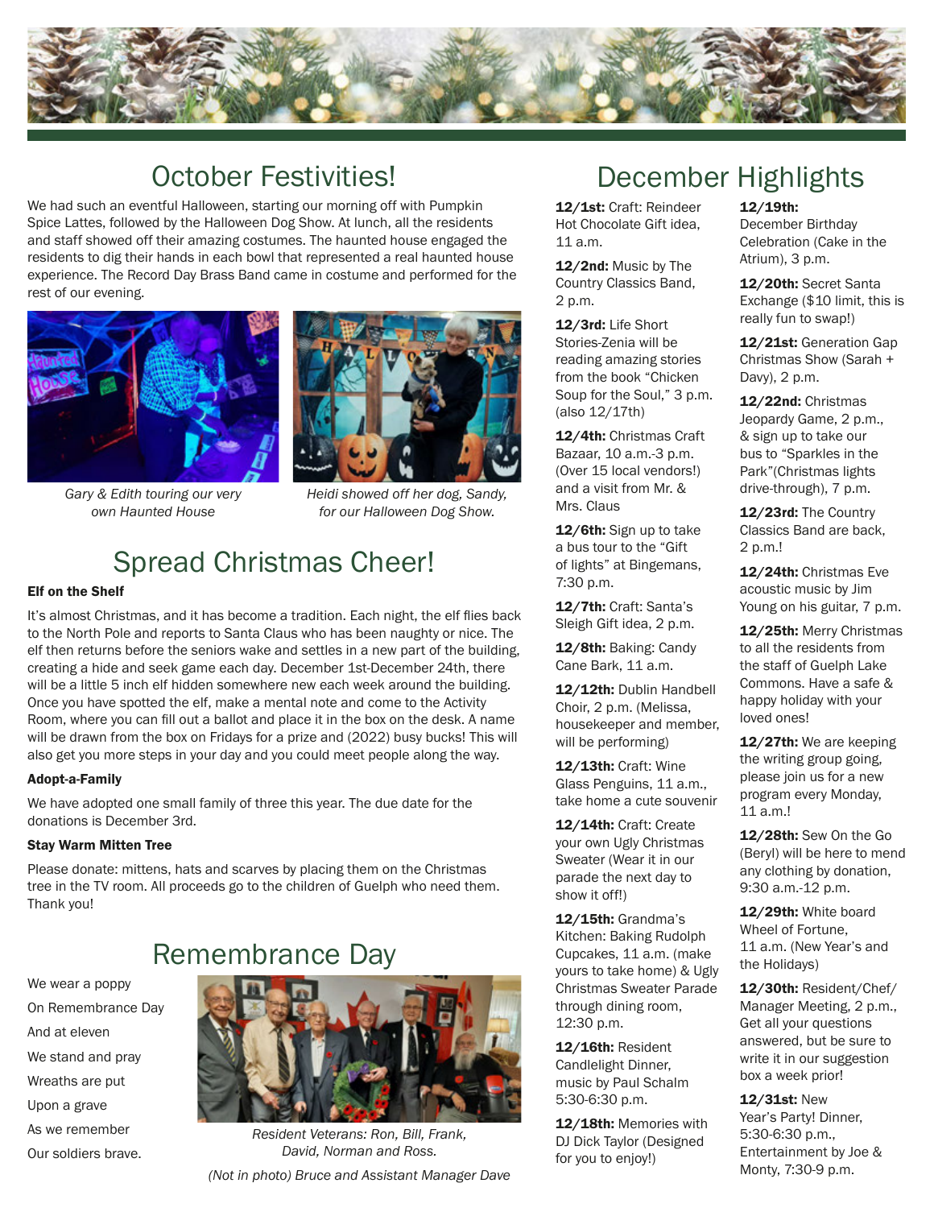# October Festivities!

We had such an eventful Halloween, starting our morning off with Pumpkin Spice Lattes, followed by the Halloween Dog Show. At lunch, all the residents and staff showed off their amazing costumes. The haunted house engaged the residents to dig their hands in each bowl that represented a real haunted house experience. The Record Day Brass Band came in costume and performed for the rest of our evening.

*Gary & Edith touring our very own Haunted House*

*Heidi showed off her dog, Sandy, for our Halloween Dog Show.*

# Spread Christmas Cheer!

**Elf on the Shelf**

It's almost Christmas, and it has become a tradition. Each night, the elf flies back to the North Pole and reports to Santa Claus who has been naughty or nice. The elf then returns before the seniors wake and settles in a new part of the building, creating a hide and seek game each day. December 1st-December 24th, there will be a little 5 inch elf hidden somewhere new each week around the building. Once you have spotted the elf, make a mental note and come to the Activity Room, where you can fill out a ballot and place it in the box on the desk. A name will be drawn from the box on Fridays for a prize and (2022) busy bucks! This will also get you more steps in your day and you could meet people along the way.

**Adopt-a-Family**

We have adopted one small family of three this year. The due date for the donations is December 3rd.

**Stay Warm Mitten Tree**

Please donate: mittens, hats and scarves by placing them on the Christmas tree in the TV room. All proceeds go to the children of Guelph who need them. Thank you!

# Remembrance Day

We wear a poppy
On Remembrance Day
And at eleven
We stand and pray
Wreaths are put
Upon a grave
As we remember
Our soldiers brave.

*Resident Veterans: Ron, Bill, Frank, David, Norman and Ross.*

*(Not in photo) Bruce and Assistant Manager Dave*

# December Highlights

**12/1st:** Craft: Reindeer Hot Chocolate Gift idea, 11 a.m.

**12/2nd:** Music by The Country Classics Band, 2 p.m.

**12/3rd:** Life Short Stories-Zenia will be reading amazing stories from the book "Chicken Soup for the Soul," 3 p.m. (also 12/17th)

**12/4th:** Christmas Craft Bazaar, 10 a.m.-3 p.m. (Over 15 local vendors!) and a visit from Mr. & Mrs. Claus

**12/6th:** Sign up to take a bus tour to the "Gift of lights" at Bingemans, 7:30 p.m.

**12/7th:** Craft: Santa's Sleigh Gift idea, 2 p.m.

**12/8th:** Baking: Candy Cane Bark, 11 a.m.

**12/12th:** Dublin Handbell Choir, 2 p.m. (Melissa, housekeeper and member, will be performing)

**12/13th:** Craft: Wine Glass Penguins, 11 a.m., take home a cute souvenir

**12/14th:** Craft: Create your own Ugly Christmas Sweater (Wear it in our parade the next day to show it off!)

**12/15th:** Grandma's Kitchen: Baking Rudolph Cupcakes, 11 a.m. (make yours to take home) & Ugly Christmas Sweater Parade through dining room, 12:30 p.m.

**12/16th:** Resident Candlelight Dinner, music by Paul Schalm 5:30-6:30 p.m.

**12/18th:** Memories with DJ Dick Taylor (Designed for you to enjoy!)

**12/19th:** December Birthday Celebration (Cake in the Atrium), 3 p.m.

**12/20th:** Secret Santa Exchange ($10 limit, this is really fun to swap!)

**12/21st:** Generation Gap Christmas Show (Sarah + Davy), 2 p.m.

**12/22nd:** Christmas Jeopardy Game, 2 p.m., & sign up to take our bus to "Sparkles in the Park"(Christmas lights drive-through), 7 p.m.

**12/23rd:** The Country Classics Band are back, 2 p.m.!

**12/24th:** Christmas Eve acoustic music by Jim Young on his guitar, 7 p.m.

**12/25th:** Merry Christmas to all the residents from the staff of Guelph Lake Commons. Have a safe & happy holiday with your loved ones!

**12/27th:** We are keeping the writing group going, please join us for a new program every Monday, 11 a.m.!

**12/28th:** Sew On the Go (Beryl) will be here to mend any clothing by donation, 9:30 a.m.-12 p.m.

**12/29th:** White board Wheel of Fortune, 11 a.m. (New Year's and the Holidays)

**12/30th:** Resident/Chef/Manager Meeting, 2 p.m., Get all your questions answered, but be sure to write it in our suggestion box a week prior!

**12/31st:** New Year's Party! Dinner, 5:30-6:30 p.m., Entertainment by Joe & Monty, 7:30-9 p.m.